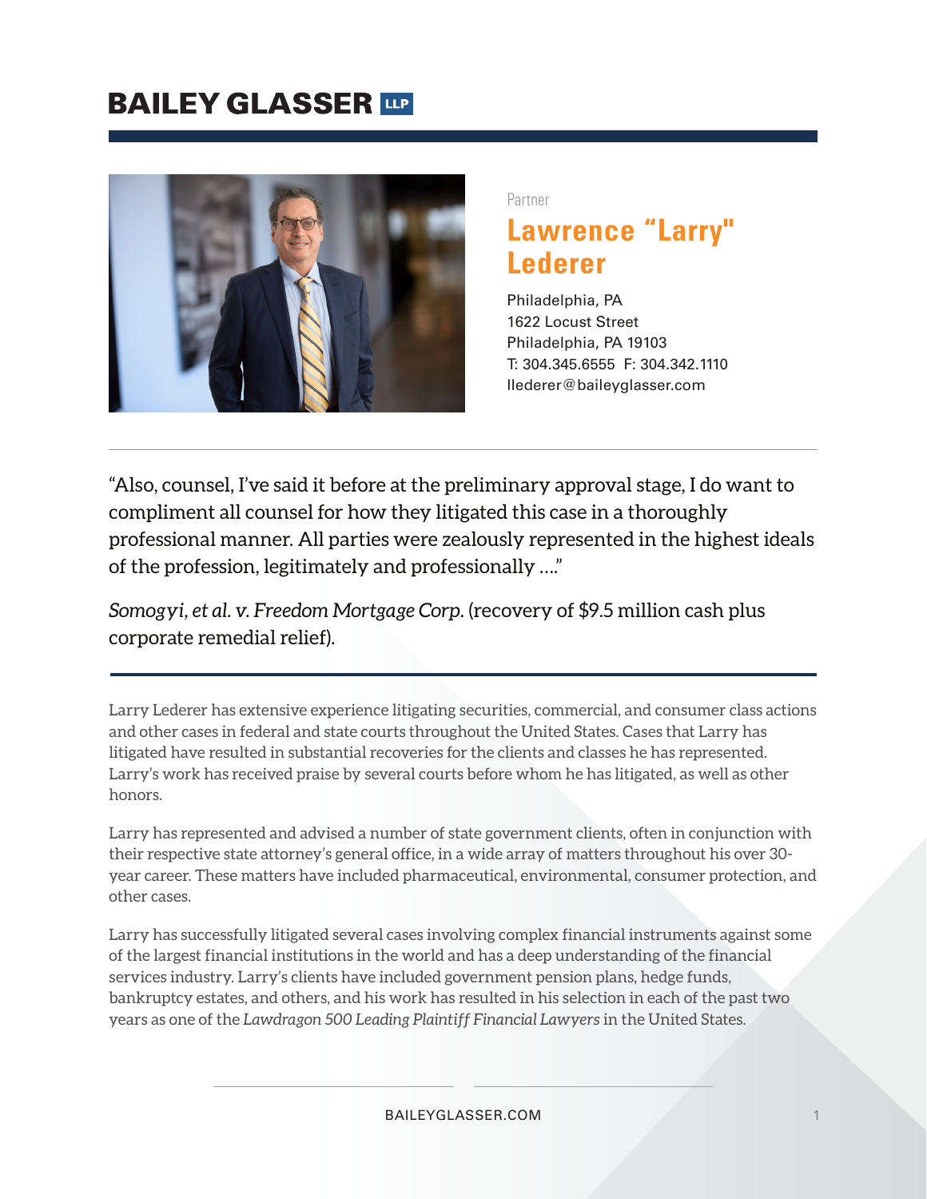# BAILEY GLASSER LLP

Partner

## Lawrence "Larry" Lederer

Philadelphia, PA
1622 Locust Street
Philadelphia, PA 19103
T: 304.345.6555 F: 304.342.1110
llederer@baileyglasser.com

---

"Also, counsel, I've said it before at the preliminary approval stage, I do want to compliment all counsel for how they litigated this case in a thoroughly professional manner. All parties were zealously represented in the highest ideals of the profession, legitimately and professionally ...."

*Somogyi, et al. v. Freedom Mortgage Corp.* (recovery of $9.5 million cash plus corporate remedial relief).

---

Larry Lederer has extensive experience litigating securities, commercial, and consumer class actions and other cases in federal and state courts throughout the United States. Cases that Larry has litigated have resulted in substantial recoveries for the clients and classes he has represented. Larry's work has received praise by several courts before whom he has litigated, as well as other honors.

Larry has represented and advised a number of state government clients, often in conjunction with their respective state attorney's general office, in a wide array of matters throughout his over 30-year career. These matters have included pharmaceutical, environmental, consumer protection, and other cases.

Larry has successfully litigated several cases involving complex financial instruments against some of the largest financial institutions in the world and has a deep understanding of the financial services industry. Larry's clients have included government pension plans, hedge funds, bankruptcy estates, and others, and his work has resulted in his selection in each of the past two years as one of the *Lawdragon 500 Leading Plaintiff Financial Lawyers* in the United States.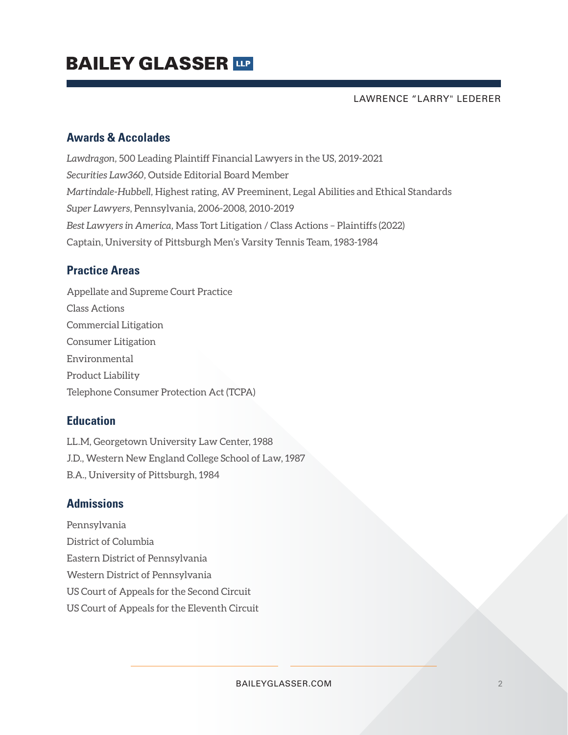## Awards & Accolades

*Lawdragon*, 500 Leading Plaintiff Financial Lawyers in the US, 2019-2021
*Securities Law360*, Outside Editorial Board Member
*Martindale-Hubbell*, Highest rating, AV Preeminent, Legal Abilities and Ethical Standards
*Super Lawyers*, Pennsylvania, 2006-2008, 2010-2019
*Best Lawyers in America,* Mass Tort Litigation / Class Actions – Plaintiffs (2022)
Captain, University of Pittsburgh Men's Varsity Tennis Team, 1983-1984

## Practice Areas

Appellate and Supreme Court Practice
Class Actions
Commercial Litigation
Consumer Litigation
Environmental
Product Liability
Telephone Consumer Protection Act (TCPA)

## Education

LL.M, Georgetown University Law Center, 1988
J.D., Western New England College School of Law, 1987
B.A., University of Pittsburgh, 1984

## Admissions

Pennsylvania
District of Columbia
Eastern District of Pennsylvania
Western District of Pennsylvania
US Court of Appeals for the Second Circuit
US Court of Appeals for the Eleventh Circuit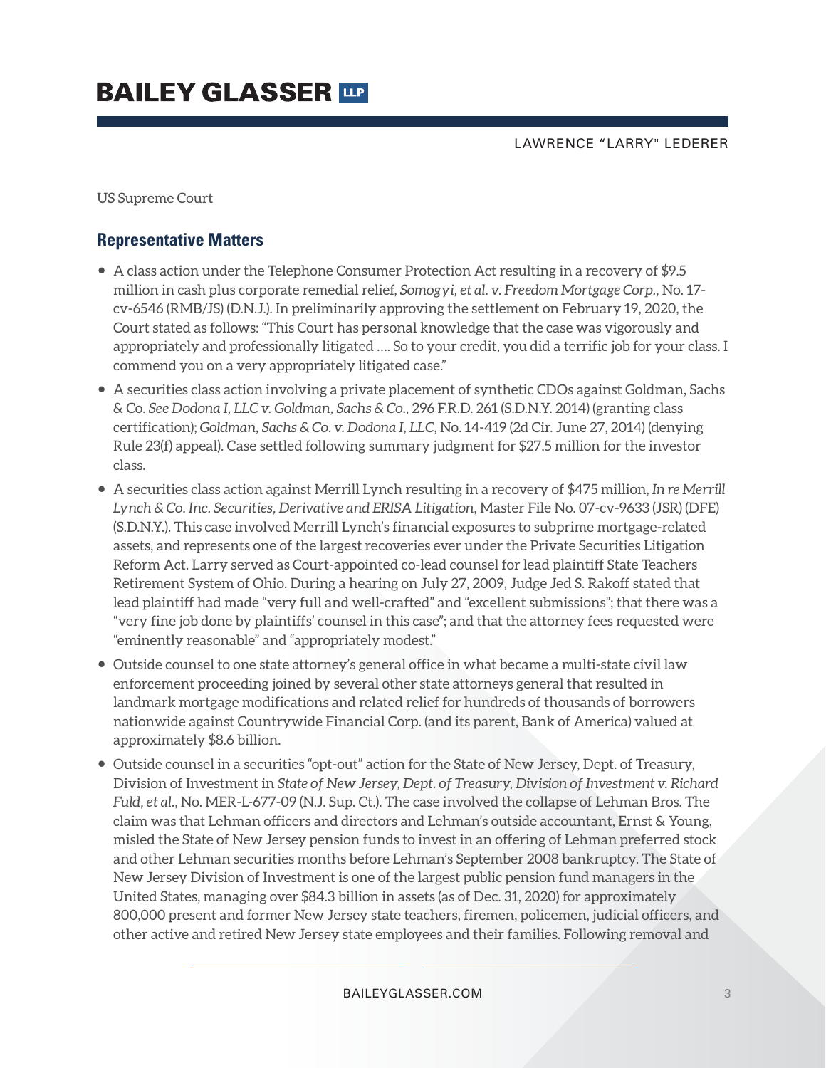US Supreme Court

## Representative Matters

- A class action under the Telephone Consumer Protection Act resulting in a recovery of $9.5 million in cash plus corporate remedial relief, *Somogyi, et al. v. Freedom Mortgage Corp.*, No. 17-cv-6546 (RMB/JS) (D.N.J.). In preliminarily approving the settlement on February 19, 2020, the Court stated as follows: "This Court has personal knowledge that the case was vigorously and appropriately and professionally litigated …. So to your credit, you did a terrific job for your class. I commend you on a very appropriately litigated case."
- A securities class action involving a private placement of synthetic CDOs against Goldman, Sachs & Co. *See Dodona I, LLC v. Goldman, Sachs & Co.*, 296 F.R.D. 261 (S.D.N.Y. 2014) (granting class certification); *Goldman, Sachs & Co. v. Dodona I, LLC*, No. 14-419 (2d Cir. June 27, 2014) (denying Rule 23(f) appeal). Case settled following summary judgment for $27.5 million for the investor class.
- A securities class action against Merrill Lynch resulting in a recovery of $475 million, *In re Merrill Lynch & Co. Inc. Securities, Derivative and ERISA Litigation*, Master File No. 07-cv-9633 (JSR) (DFE) (S.D.N.Y.). This case involved Merrill Lynch's financial exposures to subprime mortgage-related assets, and represents one of the largest recoveries ever under the Private Securities Litigation Reform Act. Larry served as Court-appointed co-lead counsel for lead plaintiff State Teachers Retirement System of Ohio. During a hearing on July 27, 2009, Judge Jed S. Rakoff stated that lead plaintiff had made "very full and well-crafted" and "excellent submissions"; that there was a "very fine job done by plaintiffs' counsel in this case"; and that the attorney fees requested were "eminently reasonable" and "appropriately modest."
- Outside counsel to one state attorney's general office in what became a multi-state civil law enforcement proceeding joined by several other state attorneys general that resulted in landmark mortgage modifications and related relief for hundreds of thousands of borrowers nationwide against Countrywide Financial Corp. (and its parent, Bank of America) valued at approximately $8.6 billion.
- Outside counsel in a securities "opt-out" action for the State of New Jersey, Dept. of Treasury, Division of Investment in *State of New Jersey, Dept. of Treasury, Division of Investment v. Richard Fuld, et al.*, No. MER-L-677-09 (N.J. Sup. Ct.). The case involved the collapse of Lehman Bros. The claim was that Lehman officers and directors and Lehman's outside accountant, Ernst & Young, misled the State of New Jersey pension funds to invest in an offering of Lehman preferred stock and other Lehman securities months before Lehman's September 2008 bankruptcy. The State of New Jersey Division of Investment is one of the largest public pension fund managers in the United States, managing over $84.3 billion in assets (as of Dec. 31, 2020) for approximately 800,000 present and former New Jersey state teachers, firemen, policemen, judicial officers, and other active and retired New Jersey state employees and their families. Following removal and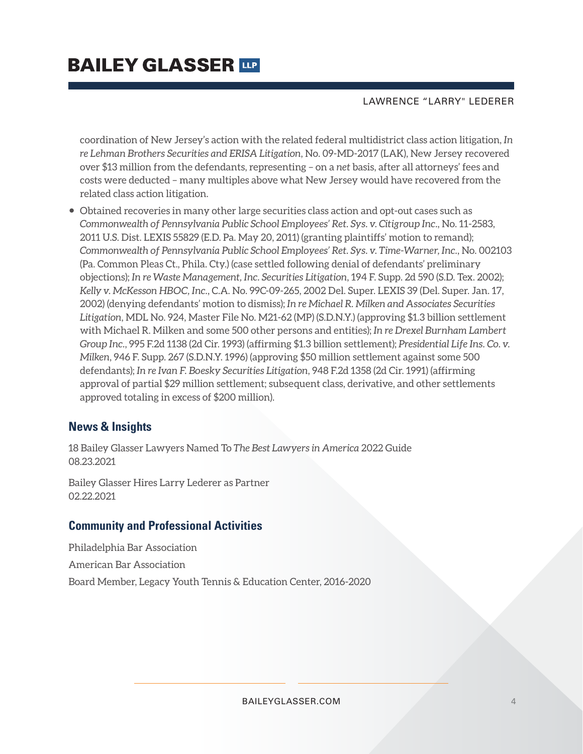coordination of New Jersey's action with the related federal multidistrict class action litigation, *In re Lehman Brothers Securities and ERISA Litigation*, No. 09-MD-2017 (LAK), New Jersey recovered over $13 million from the defendants, representing – on a *net* basis, after all attorneys' fees and costs were deducted – many multiples above what New Jersey would have recovered from the related class action litigation.

- Obtained recoveries in many other large securities class action and opt-out cases such as *Commonwealth of Pennsylvania Public School Employees' Ret. Sys. v. Citigroup Inc.*, No. 11-2583, 2011 U.S. Dist. LEXIS 55829 (E.D. Pa. May 20, 2011) (granting plaintiffs' motion to remand); *Commonwealth of Pennsylvania Public School Employees' Ret. Sys. v. Time-Warner, Inc.*, No. 002103 (Pa. Common Pleas Ct., Phila. Cty.) (case settled following denial of defendants' preliminary objections); *In re Waste Management, Inc. Securities Litigation*, 194 F. Supp. 2d 590 (S.D. Tex. 2002); *Kelly v. McKesson HBOC, Inc.*, C.A. No. 99C-09-265, 2002 Del. Super. LEXIS 39 (Del. Super. Jan. 17, 2002) (denying defendants' motion to dismiss); *In re Michael R. Milken and Associates Securities Litigation*, MDL No. 924, Master File No. M21-62 (MP) (S.D.N.Y.) (approving $1.3 billion settlement with Michael R. Milken and some 500 other persons and entities); *In re Drexel Burnham Lambert Group Inc.*, 995 F.2d 1138 (2d Cir. 1993) (affirming $1.3 billion settlement); *Presidential Life Ins. Co. v. Milken*, 946 F. Supp. 267 (S.D.N.Y. 1996) (approving $50 million settlement against some 500 defendants); *In re Ivan F. Boesky Securities Litigation*, 948 F.2d 1358 (2d Cir. 1991) (affirming approval of partial $29 million settlement; subsequent class, derivative, and other settlements approved totaling in excess of $200 million).

## News & Insights

18 Bailey Glasser Lawyers Named To *The Best Lawyers in America* 2022 Guide
08.23.2021

Bailey Glasser Hires Larry Lederer as Partner
02.22.2021

## Community and Professional Activities

Philadelphia Bar Association

American Bar Association

Board Member, Legacy Youth Tennis & Education Center, 2016-2020